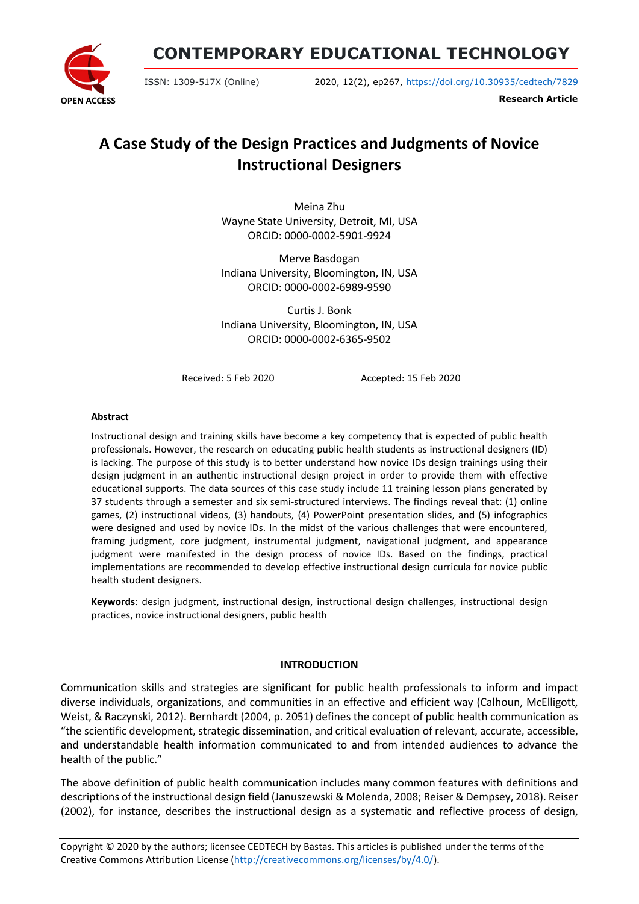CONTEMPORARY EDUCATIONAL TECHNOLOGY

ISSN: 1309-517X (Online) 2020, 12(2), ep267, https://doi.org/10.30935/cedtech/7829

**Research Article**

# A Case Study of the Design Practices and Judgments of Novice Instructional Designers

Meina Zhu
Wayne State University, Detroit, MI, USA
ORCID: 0000-0002-5901-9924

Merve Basdogan
Indiana University, Bloomington, IN, USA
ORCID: 0000-0002-6989-9590

Curtis J. Bonk
Indiana University, Bloomington, IN, USA
ORCID: 0000-0002-6365-9502

Received: 5 Feb 2020 Accepted: 15 Feb 2020

**Abstract**

Instructional design and training skills have become a key competency that is expected of public health professionals. However, the research on educating public health students as instructional designers (ID) is lacking. The purpose of this study is to better understand how novice IDs design trainings using their design judgment in an authentic instructional design project in order to provide them with effective educational supports. The data sources of this case study include 11 training lesson plans generated by 37 students through a semester and six semi-structured interviews. The findings reveal that: (1) online games, (2) instructional videos, (3) handouts, (4) PowerPoint presentation slides, and (5) infographics were designed and used by novice IDs. In the midst of the various challenges that were encountered, framing judgment, core judgment, instrumental judgment, navigational judgment, and appearance judgment were manifested in the design process of novice IDs. Based on the findings, practical implementations are recommended to develop effective instructional design curricula for novice public health student designers.

**Keywords**: design judgment, instructional design, instructional design challenges, instructional design practices, novice instructional designers, public health

## INTRODUCTION

Communication skills and strategies are significant for public health professionals to inform and impact diverse individuals, organizations, and communities in an effective and efficient way (Calhoun, McElligott, Weist, & Raczynski, 2012). Bernhardt (2004, p. 2051) defines the concept of public health communication as "the scientific development, strategic dissemination, and critical evaluation of relevant, accurate, accessible, and understandable health information communicated to and from intended audiences to advance the health of the public."

The above definition of public health communication includes many common features with definitions and descriptions of the instructional design field (Januszewski & Molenda, 2008; Reiser & Dempsey, 2018). Reiser (2002), for instance, describes the instructional design as a systematic and reflective process of design,

Copyright © 2020 by the authors; licensee CEDTECH by Bastas. This articles is published under the terms of the Creative Commons Attribution License (http://creativecommons.org/licenses/by/4.0/).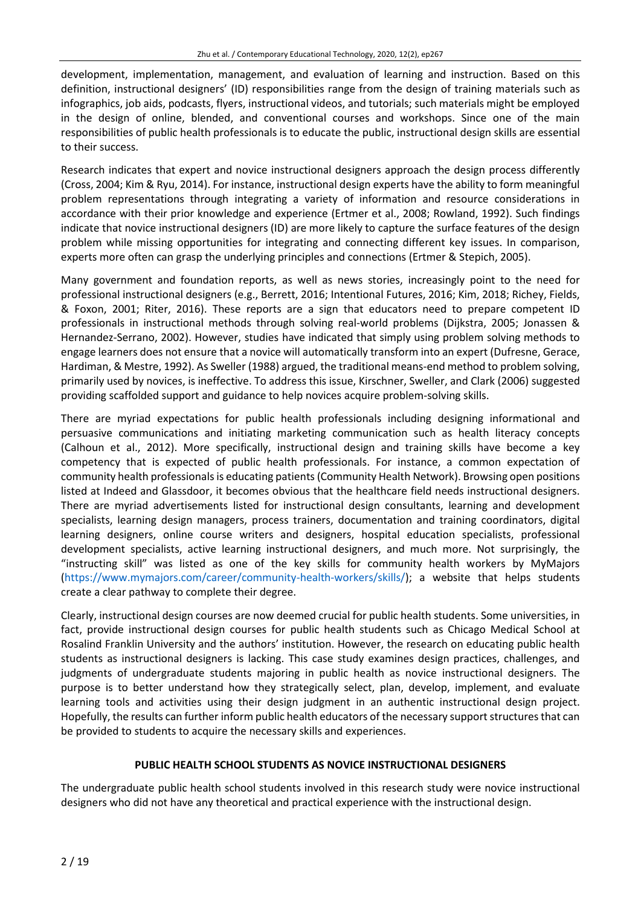development, implementation, management, and evaluation of learning and instruction. Based on this definition, instructional designers' (ID) responsibilities range from the design of training materials such as infographics, job aids, podcasts, flyers, instructional videos, and tutorials; such materials might be employed in the design of online, blended, and conventional courses and workshops. Since one of the main responsibilities of public health professionals is to educate the public, instructional design skills are essential to their success.

Research indicates that expert and novice instructional designers approach the design process differently (Cross, 2004; Kim & Ryu, 2014). For instance, instructional design experts have the ability to form meaningful problem representations through integrating a variety of information and resource considerations in accordance with their prior knowledge and experience (Ertmer et al., 2008; Rowland, 1992). Such findings indicate that novice instructional designers (ID) are more likely to capture the surface features of the design problem while missing opportunities for integrating and connecting different key issues. In comparison, experts more often can grasp the underlying principles and connections (Ertmer & Stepich, 2005).

Many government and foundation reports, as well as news stories, increasingly point to the need for professional instructional designers (e.g., Berrett, 2016; Intentional Futures, 2016; Kim, 2018; Richey, Fields, & Foxon, 2001; Riter, 2016). These reports are a sign that educators need to prepare competent ID professionals in instructional methods through solving real-world problems (Dijkstra, 2005; Jonassen & Hernandez-Serrano, 2002). However, studies have indicated that simply using problem solving methods to engage learners does not ensure that a novice will automatically transform into an expert (Dufresne, Gerace, Hardiman, & Mestre, 1992). As Sweller (1988) argued, the traditional means-end method to problem solving, primarily used by novices, is ineffective. To address this issue, Kirschner, Sweller, and Clark (2006) suggested providing scaffolded support and guidance to help novices acquire problem-solving skills.

There are myriad expectations for public health professionals including designing informational and persuasive communications and initiating marketing communication such as health literacy concepts (Calhoun et al., 2012). More specifically, instructional design and training skills have become a key competency that is expected of public health professionals. For instance, a common expectation of community health professionals is educating patients (Community Health Network). Browsing open positions listed at Indeed and Glassdoor, it becomes obvious that the healthcare field needs instructional designers. There are myriad advertisements listed for instructional design consultants, learning and development specialists, learning design managers, process trainers, documentation and training coordinators, digital learning designers, online course writers and designers, hospital education specialists, professional development specialists, active learning instructional designers, and much more. Not surprisingly, the "instructing skill" was listed as one of the key skills for community health workers by MyMajors (https://www.mymajors.com/career/community-health-workers/skills/); a website that helps students create a clear pathway to complete their degree.

Clearly, instructional design courses are now deemed crucial for public health students. Some universities, in fact, provide instructional design courses for public health students such as Chicago Medical School at Rosalind Franklin University and the authors' institution. However, the research on educating public health students as instructional designers is lacking. This case study examines design practices, challenges, and judgments of undergraduate students majoring in public health as novice instructional designers. The purpose is to better understand how they strategically select, plan, develop, implement, and evaluate learning tools and activities using their design judgment in an authentic instructional design project. Hopefully, the results can further inform public health educators of the necessary support structures that can be provided to students to acquire the necessary skills and experiences.

## PUBLIC HEALTH SCHOOL STUDENTS AS NOVICE INSTRUCTIONAL DESIGNERS

The undergraduate public health school students involved in this research study were novice instructional designers who did not have any theoretical and practical experience with the instructional design.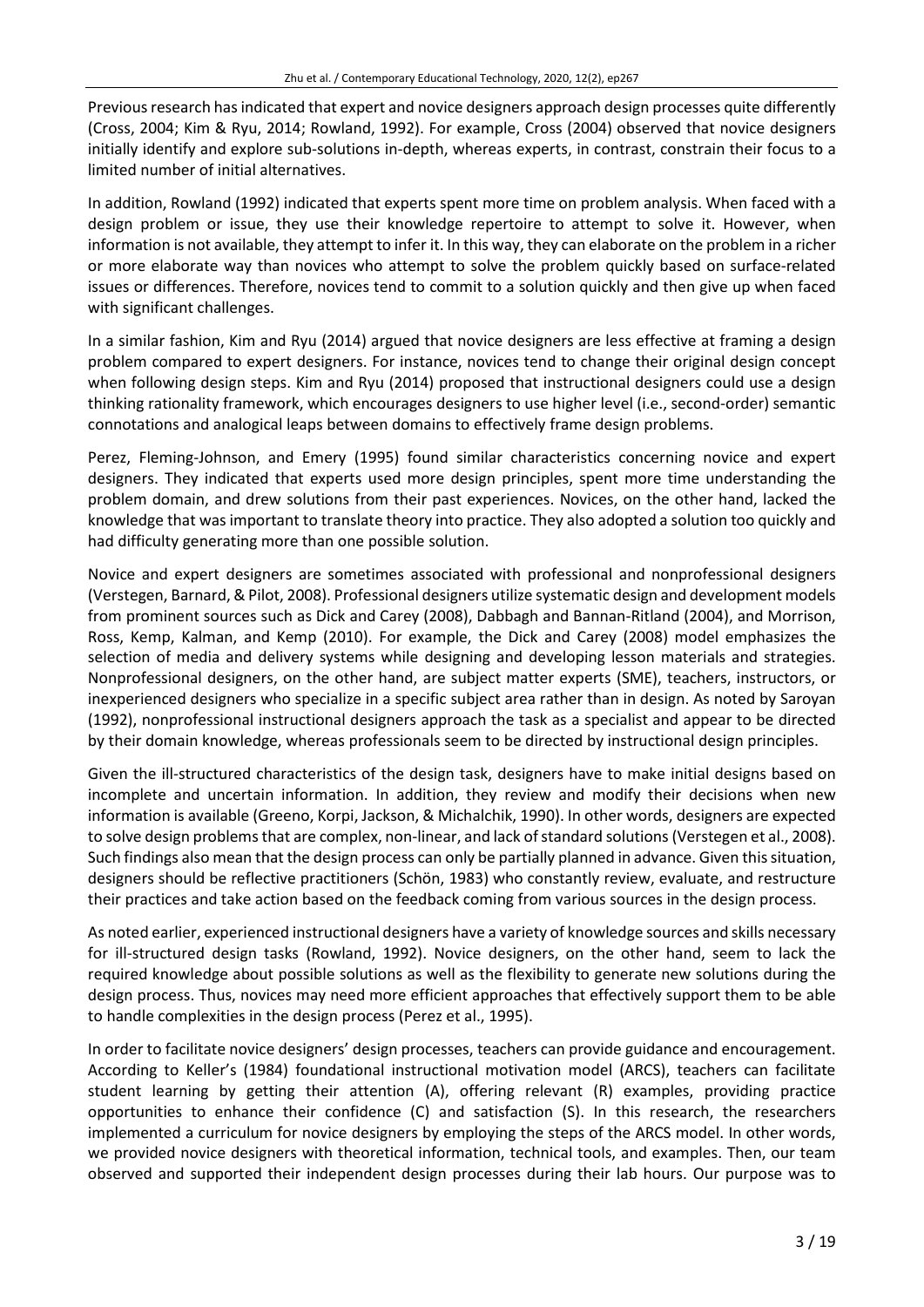Previous research has indicated that expert and novice designers approach design processes quite differently (Cross, 2004; Kim & Ryu, 2014; Rowland, 1992). For example, Cross (2004) observed that novice designers initially identify and explore sub-solutions in-depth, whereas experts, in contrast, constrain their focus to a limited number of initial alternatives.

In addition, Rowland (1992) indicated that experts spent more time on problem analysis. When faced with a design problem or issue, they use their knowledge repertoire to attempt to solve it. However, when information is not available, they attempt to infer it. In this way, they can elaborate on the problem in a richer or more elaborate way than novices who attempt to solve the problem quickly based on surface-related issues or differences. Therefore, novices tend to commit to a solution quickly and then give up when faced with significant challenges.

In a similar fashion, Kim and Ryu (2014) argued that novice designers are less effective at framing a design problem compared to expert designers. For instance, novices tend to change their original design concept when following design steps. Kim and Ryu (2014) proposed that instructional designers could use a design thinking rationality framework, which encourages designers to use higher level (i.e., second-order) semantic connotations and analogical leaps between domains to effectively frame design problems.

Perez, Fleming-Johnson, and Emery (1995) found similar characteristics concerning novice and expert designers. They indicated that experts used more design principles, spent more time understanding the problem domain, and drew solutions from their past experiences. Novices, on the other hand, lacked the knowledge that was important to translate theory into practice. They also adopted a solution too quickly and had difficulty generating more than one possible solution.

Novice and expert designers are sometimes associated with professional and nonprofessional designers (Verstegen, Barnard, & Pilot, 2008). Professional designers utilize systematic design and development models from prominent sources such as Dick and Carey (2008), Dabbagh and Bannan-Ritland (2004), and Morrison, Ross, Kemp, Kalman, and Kemp (2010). For example, the Dick and Carey (2008) model emphasizes the selection of media and delivery systems while designing and developing lesson materials and strategies. Nonprofessional designers, on the other hand, are subject matter experts (SME), teachers, instructors, or inexperienced designers who specialize in a specific subject area rather than in design. As noted by Saroyan (1992), nonprofessional instructional designers approach the task as a specialist and appear to be directed by their domain knowledge, whereas professionals seem to be directed by instructional design principles.

Given the ill-structured characteristics of the design task, designers have to make initial designs based on incomplete and uncertain information. In addition, they review and modify their decisions when new information is available (Greeno, Korpi, Jackson, & Michalchik, 1990). In other words, designers are expected to solve design problems that are complex, non-linear, and lack of standard solutions (Verstegen et al., 2008). Such findings also mean that the design process can only be partially planned in advance. Given this situation, designers should be reflective practitioners (Schön, 1983) who constantly review, evaluate, and restructure their practices and take action based on the feedback coming from various sources in the design process.

As noted earlier, experienced instructional designers have a variety of knowledge sources and skills necessary for ill-structured design tasks (Rowland, 1992). Novice designers, on the other hand, seem to lack the required knowledge about possible solutions as well as the flexibility to generate new solutions during the design process. Thus, novices may need more efficient approaches that effectively support them to be able to handle complexities in the design process (Perez et al., 1995).

In order to facilitate novice designers' design processes, teachers can provide guidance and encouragement. According to Keller's (1984) foundational instructional motivation model (ARCS), teachers can facilitate student learning by getting their attention (A), offering relevant (R) examples, providing practice opportunities to enhance their confidence (C) and satisfaction (S). In this research, the researchers implemented a curriculum for novice designers by employing the steps of the ARCS model. In other words, we provided novice designers with theoretical information, technical tools, and examples. Then, our team observed and supported their independent design processes during their lab hours. Our purpose was to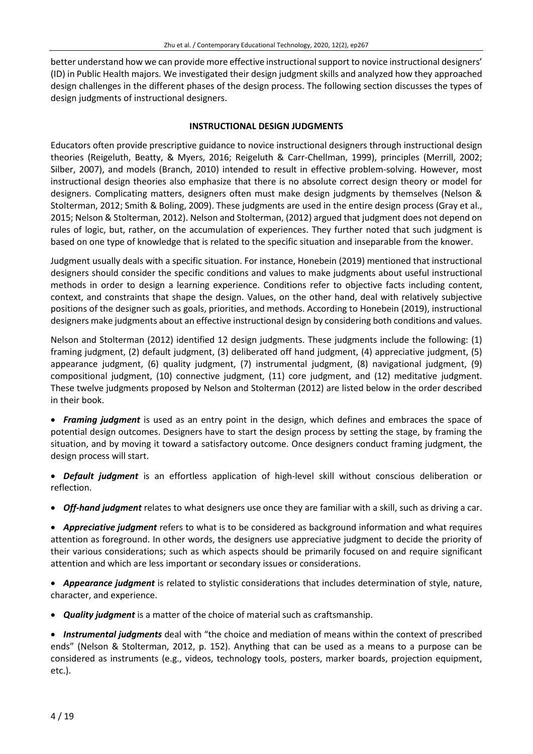better understand how we can provide more effective instructional support to novice instructional designers' (ID) in Public Health majors. We investigated their design judgment skills and analyzed how they approached design challenges in the different phases of the design process. The following section discusses the types of design judgments of instructional designers.

## INSTRUCTIONAL DESIGN JUDGMENTS

Educators often provide prescriptive guidance to novice instructional designers through instructional design theories (Reigeluth, Beatty, & Myers, 2016; Reigeluth & Carr-Chellman, 1999), principles (Merrill, 2002; Silber, 2007), and models (Branch, 2010) intended to result in effective problem-solving. However, most instructional design theories also emphasize that there is no absolute correct design theory or model for designers. Complicating matters, designers often must make design judgments by themselves (Nelson & Stolterman, 2012; Smith & Boling, 2009). These judgments are used in the entire design process (Gray et al., 2015; Nelson & Stolterman, 2012). Nelson and Stolterman, (2012) argued that judgment does not depend on rules of logic, but, rather, on the accumulation of experiences. They further noted that such judgment is based on one type of knowledge that is related to the specific situation and inseparable from the knower.

Judgment usually deals with a specific situation. For instance, Honebein (2019) mentioned that instructional designers should consider the specific conditions and values to make judgments about useful instructional methods in order to design a learning experience. Conditions refer to objective facts including content, context, and constraints that shape the design. Values, on the other hand, deal with relatively subjective positions of the designer such as goals, priorities, and methods. According to Honebein (2019), instructional designers make judgments about an effective instructional design by considering both conditions and values.

Nelson and Stolterman (2012) identified 12 design judgments. These judgments include the following: (1) framing judgment, (2) default judgment, (3) deliberated off hand judgment, (4) appreciative judgment, (5) appearance judgment, (6) quality judgment, (7) instrumental judgment, (8) navigational judgment, (9) compositional judgment, (10) connective judgment, (11) core judgment, and (12) meditative judgment. These twelve judgments proposed by Nelson and Stolterman (2012) are listed below in the order described in their book.

- ***Framing judgment*** is used as an entry point in the design, which defines and embraces the space of potential design outcomes. Designers have to start the design process by setting the stage, by framing the situation, and by moving it toward a satisfactory outcome. Once designers conduct framing judgment, the design process will start.
- ***Default judgment*** is an effortless application of high-level skill without conscious deliberation or reflection.
- ***Off-hand judgment*** relates to what designers use once they are familiar with a skill, such as driving a car.
- ***Appreciative judgment*** refers to what is to be considered as background information and what requires attention as foreground. In other words, the designers use appreciative judgment to decide the priority of their various considerations; such as which aspects should be primarily focused on and require significant attention and which are less important or secondary issues or considerations.
- ***Appearance judgment*** is related to stylistic considerations that includes determination of style, nature, character, and experience.
- ***Quality judgment*** is a matter of the choice of material such as craftsmanship.
- ***Instrumental judgments*** deal with "the choice and mediation of means within the context of prescribed ends" (Nelson & Stolterman, 2012, p. 152). Anything that can be used as a means to a purpose can be considered as instruments (e.g., videos, technology tools, posters, marker boards, projection equipment, etc.).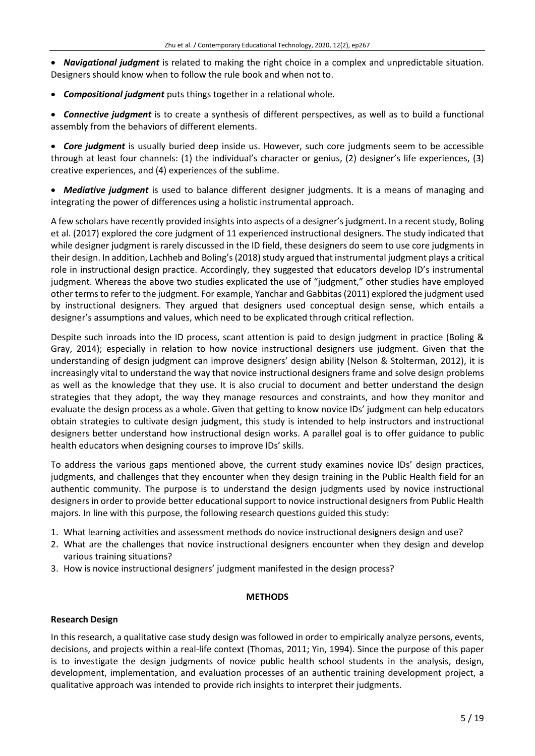- ***Navigational judgment*** is related to making the right choice in a complex and unpredictable situation. Designers should know when to follow the rule book and when not to.
- ***Compositional judgment*** puts things together in a relational whole.
- ***Connective judgment*** is to create a synthesis of different perspectives, as well as to build a functional assembly from the behaviors of different elements.
- ***Core judgment*** is usually buried deep inside us. However, such core judgments seem to be accessible through at least four channels: (1) the individual's character or genius, (2) designer's life experiences, (3) creative experiences, and (4) experiences of the sublime.
- ***Mediative judgment*** is used to balance different designer judgments. It is a means of managing and integrating the power of differences using a holistic instrumental approach.

A few scholars have recently provided insights into aspects of a designer's judgment. In a recent study, Boling et al. (2017) explored the core judgment of 11 experienced instructional designers. The study indicated that while designer judgment is rarely discussed in the ID field, these designers do seem to use core judgments in their design. In addition, Lachheb and Boling's (2018) study argued that instrumental judgment plays a critical role in instructional design practice. Accordingly, they suggested that educators develop ID's instrumental judgment. Whereas the above two studies explicated the use of "judgment," other studies have employed other terms to refer to the judgment. For example, Yanchar and Gabbitas (2011) explored the judgment used by instructional designers. They argued that designers used conceptual design sense, which entails a designer's assumptions and values, which need to be explicated through critical reflection.

Despite such inroads into the ID process, scant attention is paid to design judgment in practice (Boling & Gray, 2014); especially in relation to how novice instructional designers use judgment. Given that the understanding of design judgment can improve designers' design ability (Nelson & Stolterman, 2012), it is increasingly vital to understand the way that novice instructional designers frame and solve design problems as well as the knowledge that they use. It is also crucial to document and better understand the design strategies that they adopt, the way they manage resources and constraints, and how they monitor and evaluate the design process as a whole. Given that getting to know novice IDs' judgment can help educators obtain strategies to cultivate design judgment, this study is intended to help instructors and instructional designers better understand how instructional design works. A parallel goal is to offer guidance to public health educators when designing courses to improve IDs' skills.

To address the various gaps mentioned above, the current study examines novice IDs' design practices, judgments, and challenges that they encounter when they design training in the Public Health field for an authentic community. The purpose is to understand the design judgments used by novice instructional designers in order to provide better educational support to novice instructional designers from Public Health majors. In line with this purpose, the following research questions guided this study:

1. What learning activities and assessment methods do novice instructional designers design and use?
2. What are the challenges that novice instructional designers encounter when they design and develop various training situations?
3. How is novice instructional designers' judgment manifested in the design process?

## METHODS

### Research Design

In this research, a qualitative case study design was followed in order to empirically analyze persons, events, decisions, and projects within a real-life context (Thomas, 2011; Yin, 1994). Since the purpose of this paper is to investigate the design judgments of novice public health school students in the analysis, design, development, implementation, and evaluation processes of an authentic training development project, a qualitative approach was intended to provide rich insights to interpret their judgments.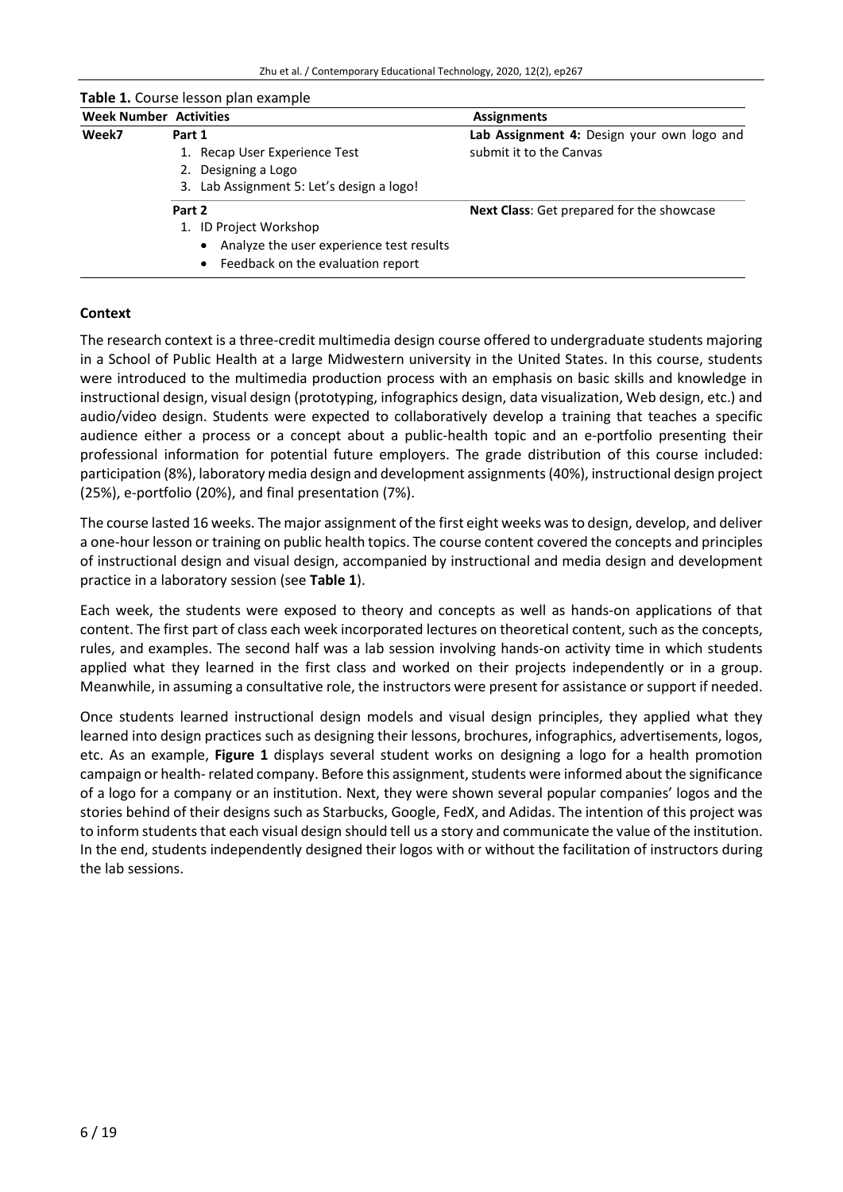**Table 1.** Course lesson plan example

| Week Number | Activities | Assignments |
|---|---|---|
| Week7 | **Part 1**<br>1. Recap User Experience Test<br>2. Designing a Logo<br>3. Lab Assignment 5: Let's design a logo! | **Lab Assignment 4:** Design your own logo and submit it to the Canvas |
| | **Part 2**<br>1. ID Project Workshop<br>• Analyze the user experience test results<br>• Feedback on the evaluation report | **Next Class**: Get prepared for the showcase |

### Context

The research context is a three-credit multimedia design course offered to undergraduate students majoring in a School of Public Health at a large Midwestern university in the United States. In this course, students were introduced to the multimedia production process with an emphasis on basic skills and knowledge in instructional design, visual design (prototyping, infographics design, data visualization, Web design, etc.) and audio/video design. Students were expected to collaboratively develop a training that teaches a specific audience either a process or a concept about a public-health topic and an e-portfolio presenting their professional information for potential future employers. The grade distribution of this course included: participation (8%), laboratory media design and development assignments (40%), instructional design project (25%), e-portfolio (20%), and final presentation (7%).

The course lasted 16 weeks. The major assignment of the first eight weeks was to design, develop, and deliver a one-hour lesson or training on public health topics. The course content covered the concepts and principles of instructional design and visual design, accompanied by instructional and media design and development practice in a laboratory session (see **Table 1**).

Each week, the students were exposed to theory and concepts as well as hands-on applications of that content. The first part of class each week incorporated lectures on theoretical content, such as the concepts, rules, and examples. The second half was a lab session involving hands-on activity time in which students applied what they learned in the first class and worked on their projects independently or in a group. Meanwhile, in assuming a consultative role, the instructors were present for assistance or support if needed.

Once students learned instructional design models and visual design principles, they applied what they learned into design practices such as designing their lessons, brochures, infographics, advertisements, logos, etc. As an example, **Figure 1** displays several student works on designing a logo for a health promotion campaign or health- related company. Before this assignment, students were informed about the significance of a logo for a company or an institution. Next, they were shown several popular companies' logos and the stories behind of their designs such as Starbucks, Google, FedX, and Adidas. The intention of this project was to inform students that each visual design should tell us a story and communicate the value of the institution. In the end, students independently designed their logos with or without the facilitation of instructors during the lab sessions.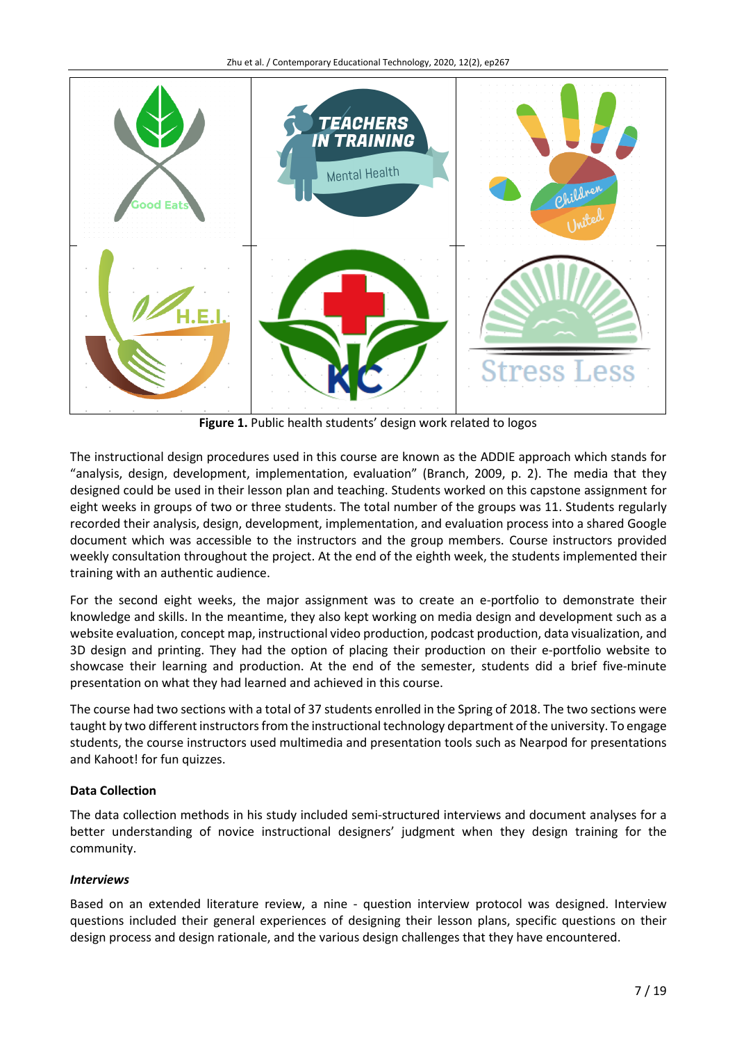**Figure 1.** Public health students' design work related to logos

The instructional design procedures used in this course are known as the ADDIE approach which stands for "analysis, design, development, implementation, evaluation" (Branch, 2009, p. 2). The media that they designed could be used in their lesson plan and teaching. Students worked on this capstone assignment for eight weeks in groups of two or three students. The total number of the groups was 11. Students regularly recorded their analysis, design, development, implementation, and evaluation process into a shared Google document which was accessible to the instructors and the group members. Course instructors provided weekly consultation throughout the project. At the end of the eighth week, the students implemented their training with an authentic audience.

For the second eight weeks, the major assignment was to create an e-portfolio to demonstrate their knowledge and skills. In the meantime, they also kept working on media design and development such as a website evaluation, concept map, instructional video production, podcast production, data visualization, and 3D design and printing. They had the option of placing their production on their e-portfolio website to showcase their learning and production. At the end of the semester, students did a brief five-minute presentation on what they had learned and achieved in this course.

The course had two sections with a total of 37 students enrolled in the Spring of 2018. The two sections were taught by two different instructors from the instructional technology department of the university. To engage students, the course instructors used multimedia and presentation tools such as Nearpod for presentations and Kahoot! for fun quizzes.

### Data Collection

The data collection methods in his study included semi-structured interviews and document analyses for a better understanding of novice instructional designers' judgment when they design training for the community.

#### *Interviews*

Based on an extended literature review, a nine - question interview protocol was designed. Interview questions included their general experiences of designing their lesson plans, specific questions on their design process and design rationale, and the various design challenges that they have encountered.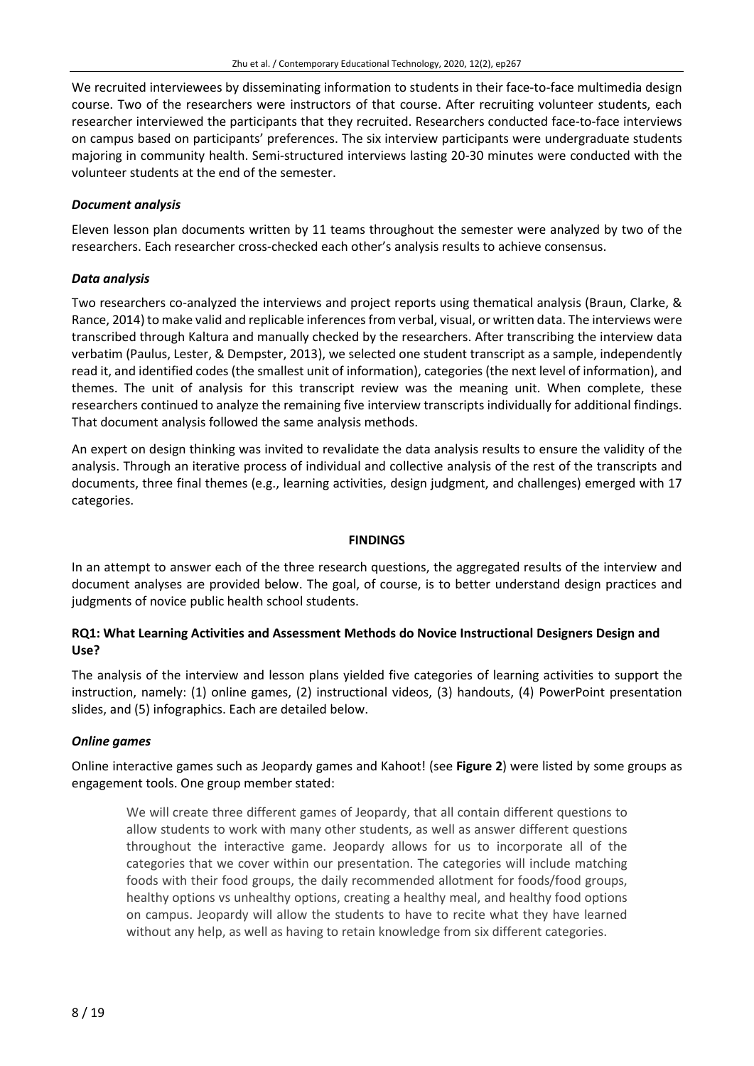We recruited interviewees by disseminating information to students in their face-to-face multimedia design course. Two of the researchers were instructors of that course. After recruiting volunteer students, each researcher interviewed the participants that they recruited. Researchers conducted face-to-face interviews on campus based on participants' preferences. The six interview participants were undergraduate students majoring in community health. Semi-structured interviews lasting 20-30 minutes were conducted with the volunteer students at the end of the semester.

### *Document analysis*

Eleven lesson plan documents written by 11 teams throughout the semester were analyzed by two of the researchers. Each researcher cross-checked each other's analysis results to achieve consensus.

### *Data analysis*

Two researchers co-analyzed the interviews and project reports using thematical analysis (Braun, Clarke, & Rance, 2014) to make valid and replicable inferences from verbal, visual, or written data. The interviews were transcribed through Kaltura and manually checked by the researchers. After transcribing the interview data verbatim (Paulus, Lester, & Dempster, 2013), we selected one student transcript as a sample, independently read it, and identified codes (the smallest unit of information), categories (the next level of information), and themes. The unit of analysis for this transcript review was the meaning unit. When complete, these researchers continued to analyze the remaining five interview transcripts individually for additional findings. That document analysis followed the same analysis methods.

An expert on design thinking was invited to revalidate the data analysis results to ensure the validity of the analysis. Through an iterative process of individual and collective analysis of the rest of the transcripts and documents, three final themes (e.g., learning activities, design judgment, and challenges) emerged with 17 categories.

## FINDINGS

In an attempt to answer each of the three research questions, the aggregated results of the interview and document analyses are provided below. The goal, of course, is to better understand design practices and judgments of novice public health school students.

### RQ1: What Learning Activities and Assessment Methods do Novice Instructional Designers Design and Use?

The analysis of the interview and lesson plans yielded five categories of learning activities to support the instruction, namely: (1) online games, (2) instructional videos, (3) handouts, (4) PowerPoint presentation slides, and (5) infographics. Each are detailed below.

### *Online games*

Online interactive games such as Jeopardy games and Kahoot! (see **Figure 2**) were listed by some groups as engagement tools. One group member stated:

> We will create three different games of Jeopardy, that all contain different questions to allow students to work with many other students, as well as answer different questions throughout the interactive game. Jeopardy allows for us to incorporate all of the categories that we cover within our presentation. The categories will include matching foods with their food groups, the daily recommended allotment for foods/food groups, healthy options vs unhealthy options, creating a healthy meal, and healthy food options on campus. Jeopardy will allow the students to have to recite what they have learned without any help, as well as having to retain knowledge from six different categories.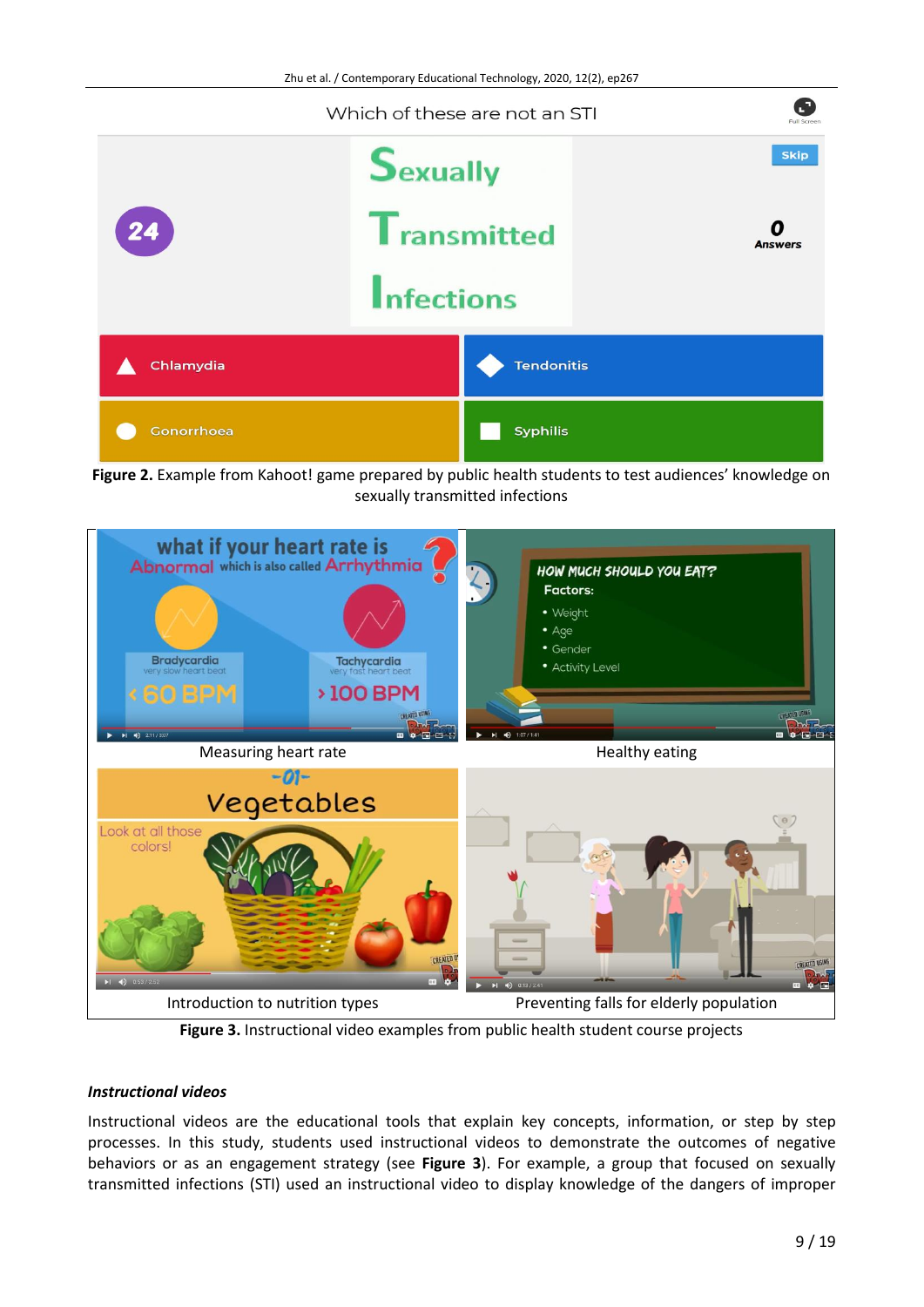**Figure 2.** Example from Kahoot! game prepared by public health students to test audiences' knowledge on sexually transmitted infections

Measuring heart rate

Healthy eating

Introduction to nutrition types

Preventing falls for elderly population

**Figure 3.** Instructional video examples from public health student course projects

### *Instructional videos*

Instructional videos are the educational tools that explain key concepts, information, or step by step processes. In this study, students used instructional videos to demonstrate the outcomes of negative behaviors or as an engagement strategy (see **Figure 3**). For example, a group that focused on sexually transmitted infections (STI) used an instructional video to display knowledge of the dangers of improper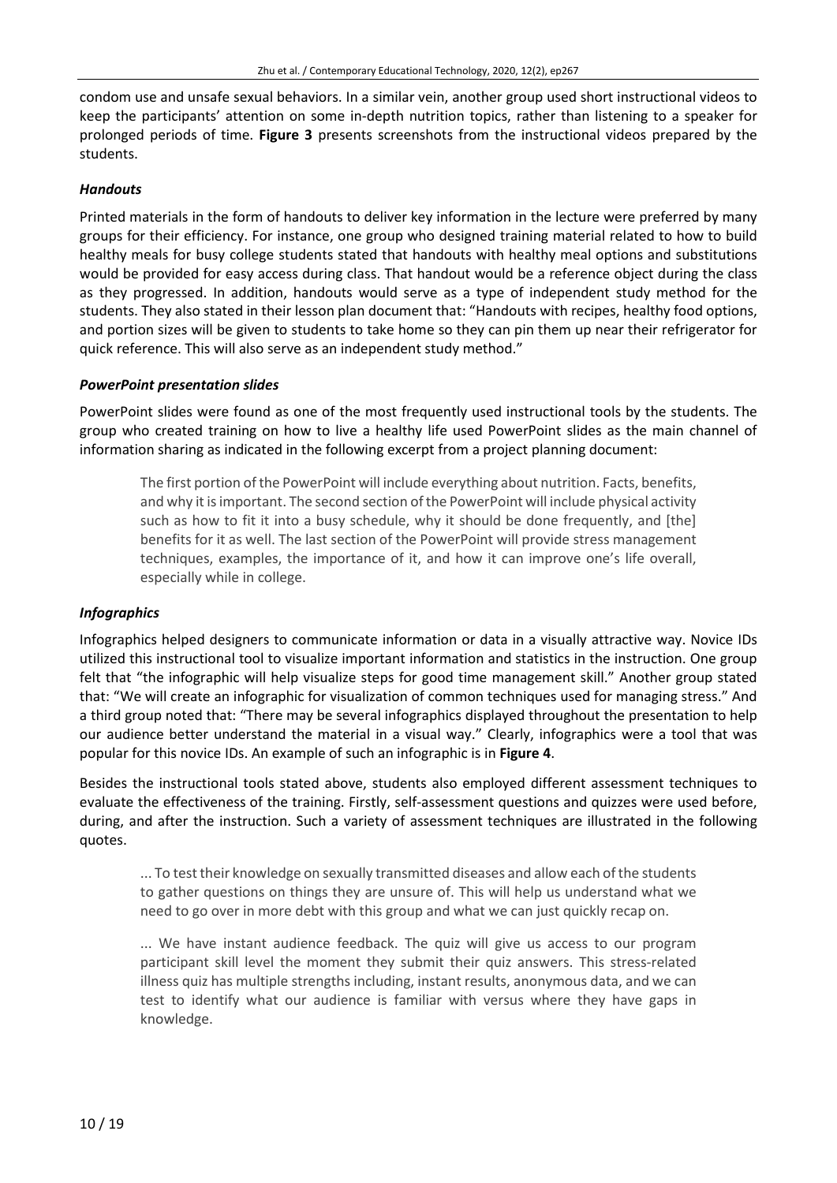condom use and unsafe sexual behaviors. In a similar vein, another group used short instructional videos to keep the participants' attention on some in-depth nutrition topics, rather than listening to a speaker for prolonged periods of time. **Figure 3** presents screenshots from the instructional videos prepared by the students.

### *Handouts*

Printed materials in the form of handouts to deliver key information in the lecture were preferred by many groups for their efficiency. For instance, one group who designed training material related to how to build healthy meals for busy college students stated that handouts with healthy meal options and substitutions would be provided for easy access during class. That handout would be a reference object during the class as they progressed. In addition, handouts would serve as a type of independent study method for the students. They also stated in their lesson plan document that: "Handouts with recipes, healthy food options, and portion sizes will be given to students to take home so they can pin them up near their refrigerator for quick reference. This will also serve as an independent study method."

### *PowerPoint presentation slides*

PowerPoint slides were found as one of the most frequently used instructional tools by the students. The group who created training on how to live a healthy life used PowerPoint slides as the main channel of information sharing as indicated in the following excerpt from a project planning document:

> The first portion of the PowerPoint will include everything about nutrition. Facts, benefits, and why it is important. The second section of the PowerPoint will include physical activity such as how to fit it into a busy schedule, why it should be done frequently, and [the] benefits for it as well. The last section of the PowerPoint will provide stress management techniques, examples, the importance of it, and how it can improve one's life overall, especially while in college.

### *Infographics*

Infographics helped designers to communicate information or data in a visually attractive way. Novice IDs utilized this instructional tool to visualize important information and statistics in the instruction. One group felt that "the infographic will help visualize steps for good time management skill." Another group stated that: "We will create an infographic for visualization of common techniques used for managing stress." And a third group noted that: "There may be several infographics displayed throughout the presentation to help our audience better understand the material in a visual way." Clearly, infographics were a tool that was popular for this novice IDs. An example of such an infographic is in **Figure 4**.

Besides the instructional tools stated above, students also employed different assessment techniques to evaluate the effectiveness of the training. Firstly, self-assessment questions and quizzes were used before, during, and after the instruction. Such a variety of assessment techniques are illustrated in the following quotes.

> ... To test their knowledge on sexually transmitted diseases and allow each of the students to gather questions on things they are unsure of. This will help us understand what we need to go over in more debt with this group and what we can just quickly recap on.

> ... We have instant audience feedback. The quiz will give us access to our program participant skill level the moment they submit their quiz answers. This stress-related illness quiz has multiple strengths including, instant results, anonymous data, and we can test to identify what our audience is familiar with versus where they have gaps in knowledge.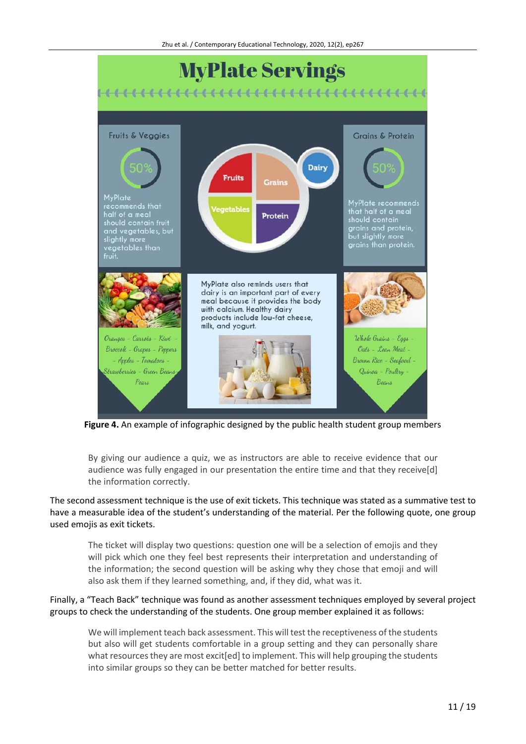**Figure 4.** An example of infographic designed by the public health student group members

> By giving our audience a quiz, we as instructors are able to receive evidence that our audience was fully engaged in our presentation the entire time and that they receive[d] the information correctly.

The second assessment technique is the use of exit tickets. This technique was stated as a summative test to have a measurable idea of the student's understanding of the material. Per the following quote, one group used emojis as exit tickets.

> The ticket will display two questions: question one will be a selection of emojis and they will pick which one they feel best represents their interpretation and understanding of the information; the second question will be asking why they chose that emoji and will also ask them if they learned something, and, if they did, what was it.

Finally, a "Teach Back" technique was found as another assessment techniques employed by several project groups to check the understanding of the students. One group member explained it as follows:

> We will implement teach back assessment. This will test the receptiveness of the students but also will get students comfortable in a group setting and they can personally share what resources they are most excit[ed] to implement. This will help grouping the students into similar groups so they can be better matched for better results.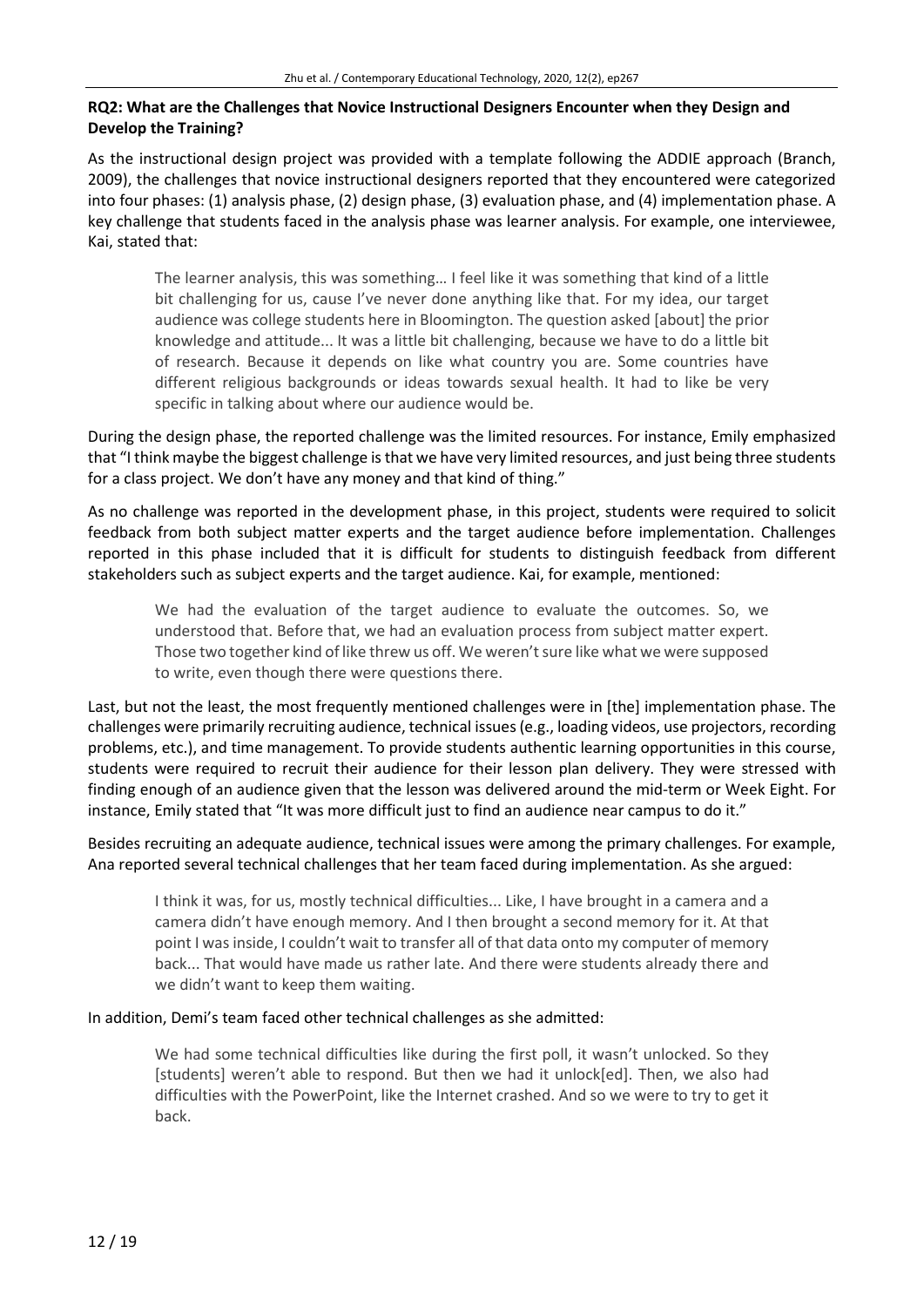**RQ2: What are the Challenges that Novice Instructional Designers Encounter when they Design and Develop the Training?**

As the instructional design project was provided with a template following the ADDIE approach (Branch, 2009), the challenges that novice instructional designers reported that they encountered were categorized into four phases: (1) analysis phase, (2) design phase, (3) evaluation phase, and (4) implementation phase. A key challenge that students faced in the analysis phase was learner analysis. For example, one interviewee, Kai, stated that:

> The learner analysis, this was something… I feel like it was something that kind of a little bit challenging for us, cause I've never done anything like that. For my idea, our target audience was college students here in Bloomington. The question asked [about] the prior knowledge and attitude... It was a little bit challenging, because we have to do a little bit of research. Because it depends on like what country you are. Some countries have different religious backgrounds or ideas towards sexual health. It had to like be very specific in talking about where our audience would be.

During the design phase, the reported challenge was the limited resources. For instance, Emily emphasized that "I think maybe the biggest challenge is that we have very limited resources, and just being three students for a class project. We don't have any money and that kind of thing."

As no challenge was reported in the development phase, in this project, students were required to solicit feedback from both subject matter experts and the target audience before implementation. Challenges reported in this phase included that it is difficult for students to distinguish feedback from different stakeholders such as subject experts and the target audience. Kai, for example, mentioned:

> We had the evaluation of the target audience to evaluate the outcomes. So, we understood that. Before that, we had an evaluation process from subject matter expert. Those two together kind of like threw us off. We weren't sure like what we were supposed to write, even though there were questions there.

Last, but not the least, the most frequently mentioned challenges were in [the] implementation phase. The challenges were primarily recruiting audience, technical issues (e.g., loading videos, use projectors, recording problems, etc.), and time management. To provide students authentic learning opportunities in this course, students were required to recruit their audience for their lesson plan delivery. They were stressed with finding enough of an audience given that the lesson was delivered around the mid-term or Week Eight. For instance, Emily stated that "It was more difficult just to find an audience near campus to do it."

Besides recruiting an adequate audience, technical issues were among the primary challenges. For example, Ana reported several technical challenges that her team faced during implementation. As she argued:

> I think it was, for us, mostly technical difficulties... Like, I have brought in a camera and a camera didn't have enough memory. And I then brought a second memory for it. At that point I was inside, I couldn't wait to transfer all of that data onto my computer of memory back... That would have made us rather late. And there were students already there and we didn't want to keep them waiting.

In addition, Demi's team faced other technical challenges as she admitted:

> We had some technical difficulties like during the first poll, it wasn't unlocked. So they [students] weren't able to respond. But then we had it unlock[ed]. Then, we also had difficulties with the PowerPoint, like the Internet crashed. And so we were to try to get it back.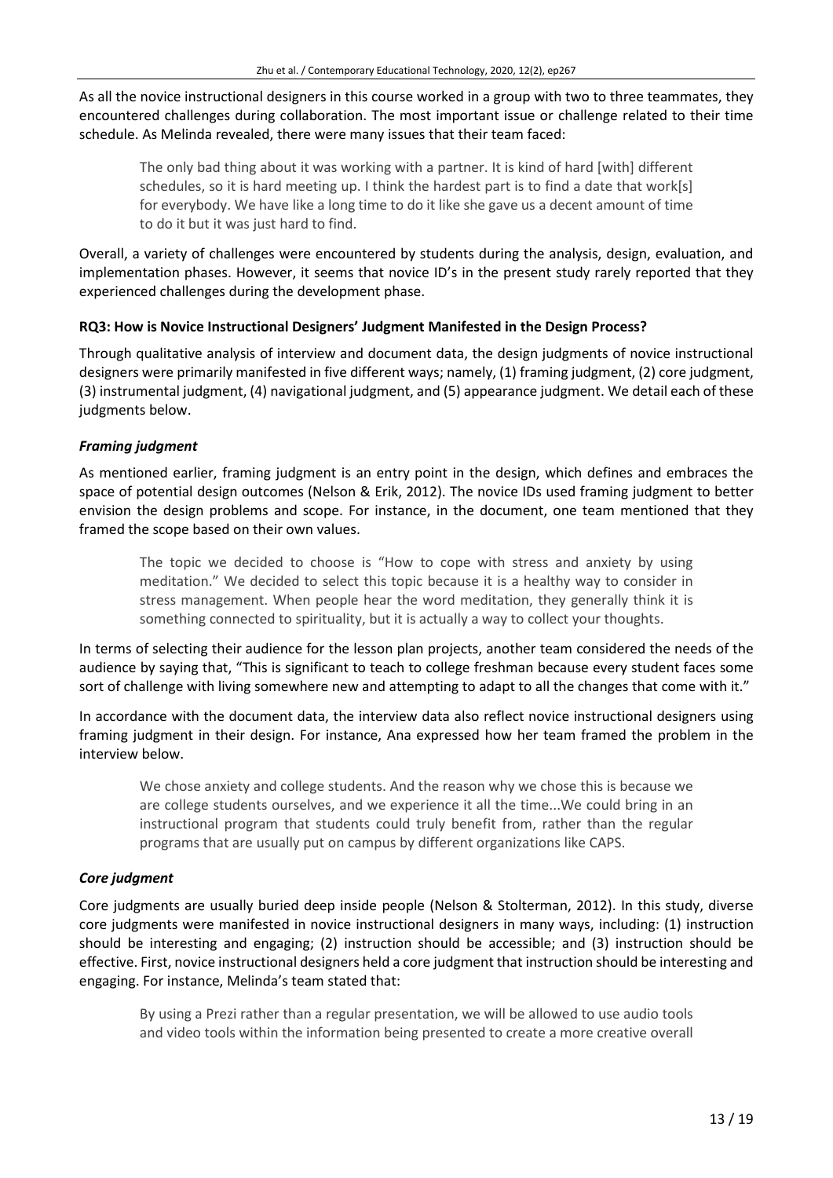As all the novice instructional designers in this course worked in a group with two to three teammates, they encountered challenges during collaboration. The most important issue or challenge related to their time schedule. As Melinda revealed, there were many issues that their team faced:

> The only bad thing about it was working with a partner. It is kind of hard [with] different schedules, so it is hard meeting up. I think the hardest part is to find a date that work[s] for everybody. We have like a long time to do it like she gave us a decent amount of time to do it but it was just hard to find.

Overall, a variety of challenges were encountered by students during the analysis, design, evaluation, and implementation phases. However, it seems that novice ID's in the present study rarely reported that they experienced challenges during the development phase.

### RQ3: How is Novice Instructional Designers' Judgment Manifested in the Design Process?

Through qualitative analysis of interview and document data, the design judgments of novice instructional designers were primarily manifested in five different ways; namely, (1) framing judgment, (2) core judgment, (3) instrumental judgment, (4) navigational judgment, and (5) appearance judgment. We detail each of these judgments below.

#### *Framing judgment*

As mentioned earlier, framing judgment is an entry point in the design, which defines and embraces the space of potential design outcomes (Nelson & Erik, 2012). The novice IDs used framing judgment to better envision the design problems and scope. For instance, in the document, one team mentioned that they framed the scope based on their own values.

> The topic we decided to choose is "How to cope with stress and anxiety by using meditation." We decided to select this topic because it is a healthy way to consider in stress management. When people hear the word meditation, they generally think it is something connected to spirituality, but it is actually a way to collect your thoughts.

In terms of selecting their audience for the lesson plan projects, another team considered the needs of the audience by saying that, "This is significant to teach to college freshman because every student faces some sort of challenge with living somewhere new and attempting to adapt to all the changes that come with it."

In accordance with the document data, the interview data also reflect novice instructional designers using framing judgment in their design. For instance, Ana expressed how her team framed the problem in the interview below.

> We chose anxiety and college students. And the reason why we chose this is because we are college students ourselves, and we experience it all the time...We could bring in an instructional program that students could truly benefit from, rather than the regular programs that are usually put on campus by different organizations like CAPS.

#### *Core judgment*

Core judgments are usually buried deep inside people (Nelson & Stolterman, 2012). In this study, diverse core judgments were manifested in novice instructional designers in many ways, including: (1) instruction should be interesting and engaging; (2) instruction should be accessible; and (3) instruction should be effective. First, novice instructional designers held a core judgment that instruction should be interesting and engaging. For instance, Melinda's team stated that:

> By using a Prezi rather than a regular presentation, we will be allowed to use audio tools and video tools within the information being presented to create a more creative overall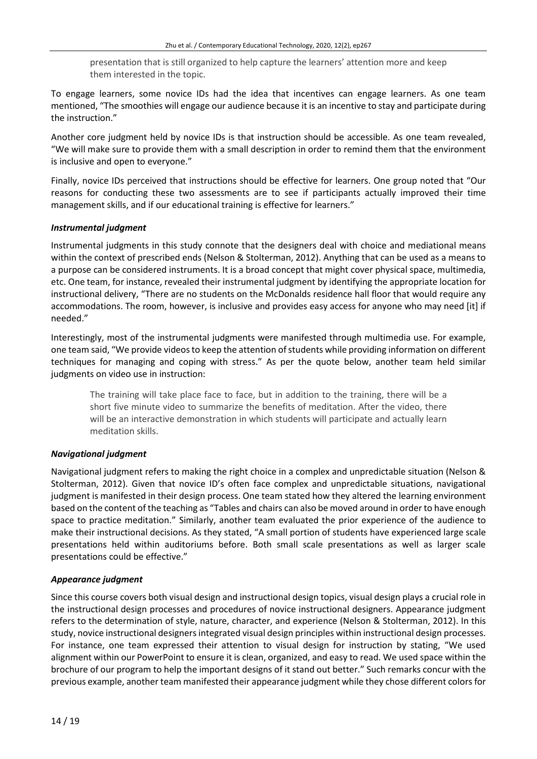> presentation that is still organized to help capture the learners' attention more and keep them interested in the topic.

To engage learners, some novice IDs had the idea that incentives can engage learners. As one team mentioned, "The smoothies will engage our audience because it is an incentive to stay and participate during the instruction."

Another core judgment held by novice IDs is that instruction should be accessible. As one team revealed, "We will make sure to provide them with a small description in order to remind them that the environment is inclusive and open to everyone."

Finally, novice IDs perceived that instructions should be effective for learners. One group noted that "Our reasons for conducting these two assessments are to see if participants actually improved their time management skills, and if our educational training is effective for learners."

#### *Instrumental judgment*

Instrumental judgments in this study connote that the designers deal with choice and mediational means within the context of prescribed ends (Nelson & Stolterman, 2012). Anything that can be used as a means to a purpose can be considered instruments. It is a broad concept that might cover physical space, multimedia, etc. One team, for instance, revealed their instrumental judgment by identifying the appropriate location for instructional delivery, "There are no students on the McDonalds residence hall floor that would require any accommodations. The room, however, is inclusive and provides easy access for anyone who may need [it] if needed."

Interestingly, most of the instrumental judgments were manifested through multimedia use. For example, one team said, "We provide videos to keep the attention of students while providing information on different techniques for managing and coping with stress." As per the quote below, another team held similar judgments on video use in instruction:

> The training will take place face to face, but in addition to the training, there will be a short five minute video to summarize the benefits of meditation. After the video, there will be an interactive demonstration in which students will participate and actually learn meditation skills.

#### *Navigational judgment*

Navigational judgment refers to making the right choice in a complex and unpredictable situation (Nelson & Stolterman, 2012). Given that novice ID's often face complex and unpredictable situations, navigational judgment is manifested in their design process. One team stated how they altered the learning environment based on the content of the teaching as "Tables and chairs can also be moved around in order to have enough space to practice meditation." Similarly, another team evaluated the prior experience of the audience to make their instructional decisions. As they stated, "A small portion of students have experienced large scale presentations held within auditoriums before. Both small scale presentations as well as larger scale presentations could be effective."

#### *Appearance judgment*

Since this course covers both visual design and instructional design topics, visual design plays a crucial role in the instructional design processes and procedures of novice instructional designers. Appearance judgment refers to the determination of style, nature, character, and experience (Nelson & Stolterman, 2012). In this study, novice instructional designers integrated visual design principles within instructional design processes. For instance, one team expressed their attention to visual design for instruction by stating, "We used alignment within our PowerPoint to ensure it is clean, organized, and easy to read. We used space within the brochure of our program to help the important designs of it stand out better." Such remarks concur with the previous example, another team manifested their appearance judgment while they chose different colors for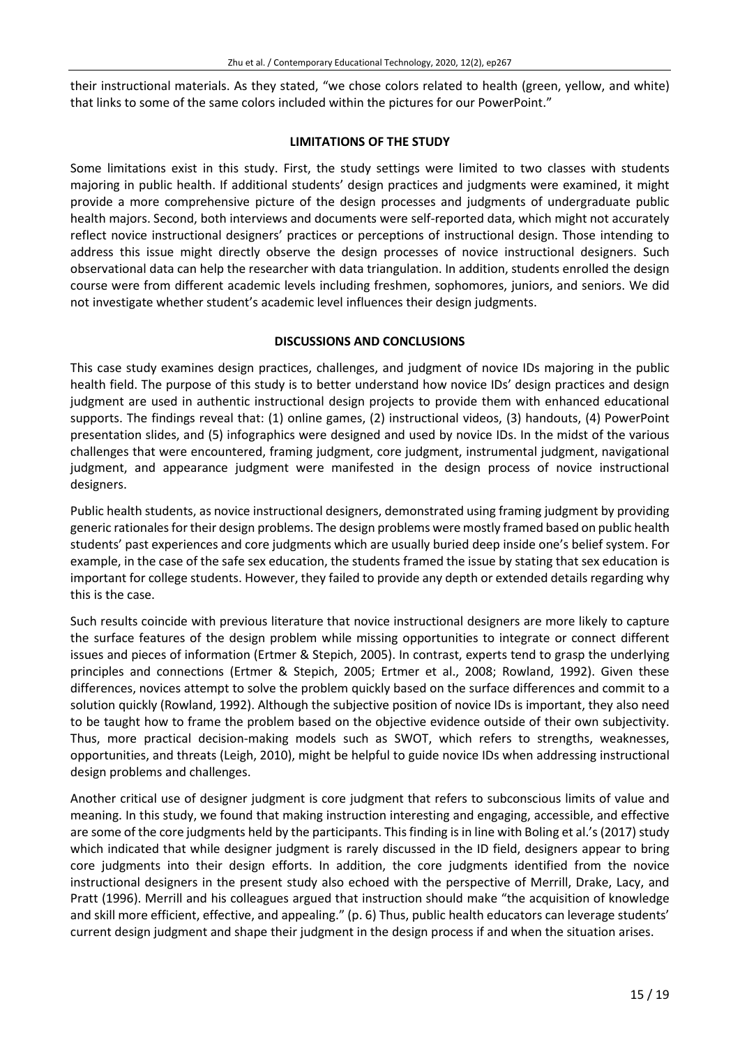their instructional materials. As they stated, "we chose colors related to health (green, yellow, and white) that links to some of the same colors included within the pictures for our PowerPoint."

## LIMITATIONS OF THE STUDY

Some limitations exist in this study. First, the study settings were limited to two classes with students majoring in public health. If additional students' design practices and judgments were examined, it might provide a more comprehensive picture of the design processes and judgments of undergraduate public health majors. Second, both interviews and documents were self-reported data, which might not accurately reflect novice instructional designers' practices or perceptions of instructional design. Those intending to address this issue might directly observe the design processes of novice instructional designers. Such observational data can help the researcher with data triangulation. In addition, students enrolled the design course were from different academic levels including freshmen, sophomores, juniors, and seniors. We did not investigate whether student's academic level influences their design judgments.

## DISCUSSIONS AND CONCLUSIONS

This case study examines design practices, challenges, and judgment of novice IDs majoring in the public health field. The purpose of this study is to better understand how novice IDs' design practices and design judgment are used in authentic instructional design projects to provide them with enhanced educational supports. The findings reveal that: (1) online games, (2) instructional videos, (3) handouts, (4) PowerPoint presentation slides, and (5) infographics were designed and used by novice IDs. In the midst of the various challenges that were encountered, framing judgment, core judgment, instrumental judgment, navigational judgment, and appearance judgment were manifested in the design process of novice instructional designers.

Public health students, as novice instructional designers, demonstrated using framing judgment by providing generic rationales for their design problems. The design problems were mostly framed based on public health students' past experiences and core judgments which are usually buried deep inside one's belief system. For example, in the case of the safe sex education, the students framed the issue by stating that sex education is important for college students. However, they failed to provide any depth or extended details regarding why this is the case.

Such results coincide with previous literature that novice instructional designers are more likely to capture the surface features of the design problem while missing opportunities to integrate or connect different issues and pieces of information (Ertmer & Stepich, 2005). In contrast, experts tend to grasp the underlying principles and connections (Ertmer & Stepich, 2005; Ertmer et al., 2008; Rowland, 1992). Given these differences, novices attempt to solve the problem quickly based on the surface differences and commit to a solution quickly (Rowland, 1992). Although the subjective position of novice IDs is important, they also need to be taught how to frame the problem based on the objective evidence outside of their own subjectivity. Thus, more practical decision-making models such as SWOT, which refers to strengths, weaknesses, opportunities, and threats (Leigh, 2010), might be helpful to guide novice IDs when addressing instructional design problems and challenges.

Another critical use of designer judgment is core judgment that refers to subconscious limits of value and meaning. In this study, we found that making instruction interesting and engaging, accessible, and effective are some of the core judgments held by the participants. This finding is in line with Boling et al.'s (2017) study which indicated that while designer judgment is rarely discussed in the ID field, designers appear to bring core judgments into their design efforts. In addition, the core judgments identified from the novice instructional designers in the present study also echoed with the perspective of Merrill, Drake, Lacy, and Pratt (1996). Merrill and his colleagues argued that instruction should make "the acquisition of knowledge and skill more efficient, effective, and appealing." (p. 6) Thus, public health educators can leverage students' current design judgment and shape their judgment in the design process if and when the situation arises.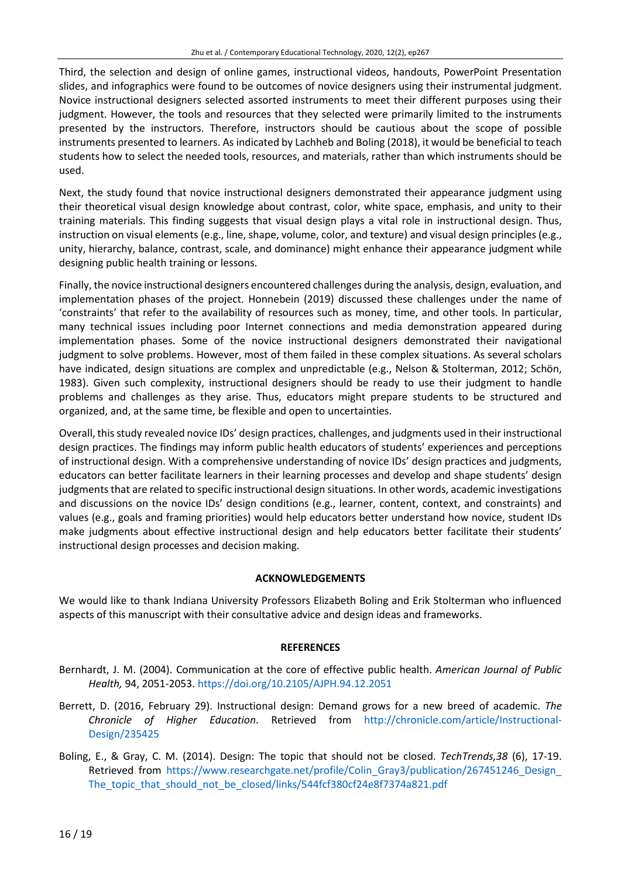Third, the selection and design of online games, instructional videos, handouts, PowerPoint Presentation slides, and infographics were found to be outcomes of novice designers using their instrumental judgment. Novice instructional designers selected assorted instruments to meet their different purposes using their judgment. However, the tools and resources that they selected were primarily limited to the instruments presented by the instructors. Therefore, instructors should be cautious about the scope of possible instruments presented to learners. As indicated by Lachheb and Boling (2018), it would be beneficial to teach students how to select the needed tools, resources, and materials, rather than which instruments should be used.

Next, the study found that novice instructional designers demonstrated their appearance judgment using their theoretical visual design knowledge about contrast, color, white space, emphasis, and unity to their training materials. This finding suggests that visual design plays a vital role in instructional design. Thus, instruction on visual elements (e.g., line, shape, volume, color, and texture) and visual design principles (e.g., unity, hierarchy, balance, contrast, scale, and dominance) might enhance their appearance judgment while designing public health training or lessons.

Finally, the novice instructional designers encountered challenges during the analysis, design, evaluation, and implementation phases of the project. Honnebein (2019) discussed these challenges under the name of 'constraints' that refer to the availability of resources such as money, time, and other tools. In particular, many technical issues including poor Internet connections and media demonstration appeared during implementation phases. Some of the novice instructional designers demonstrated their navigational judgment to solve problems. However, most of them failed in these complex situations. As several scholars have indicated, design situations are complex and unpredictable (e.g., Nelson & Stolterman, 2012; Schön, 1983). Given such complexity, instructional designers should be ready to use their judgment to handle problems and challenges as they arise. Thus, educators might prepare students to be structured and organized, and, at the same time, be flexible and open to uncertainties.

Overall, this study revealed novice IDs' design practices, challenges, and judgments used in their instructional design practices. The findings may inform public health educators of students' experiences and perceptions of instructional design. With a comprehensive understanding of novice IDs' design practices and judgments, educators can better facilitate learners in their learning processes and develop and shape students' design judgments that are related to specific instructional design situations. In other words, academic investigations and discussions on the novice IDs' design conditions (e.g., learner, content, context, and constraints) and values (e.g., goals and framing priorities) would help educators better understand how novice, student IDs make judgments about effective instructional design and help educators better facilitate their students' instructional design processes and decision making.

## ACKNOWLEDGEMENTS

We would like to thank Indiana University Professors Elizabeth Boling and Erik Stolterman who influenced aspects of this manuscript with their consultative advice and design ideas and frameworks.

## REFERENCES

Bernhardt, J. M. (2004). Communication at the core of effective public health. *American Journal of Public Health,* 94, 2051-2053. https://doi.org/10.2105/AJPH.94.12.2051

Berrett, D. (2016, February 29). Instructional design: Demand grows for a new breed of academic. *The Chronicle of Higher Education*. Retrieved from http://chronicle.com/article/Instructional-Design/235425

Boling, E., & Gray, C. M. (2014). Design: The topic that should not be closed. *TechTrends,38* (6), 17-19. Retrieved from https://www.researchgate.net/profile/Colin_Gray3/publication/267451246_Design_The_topic_that_should_not_be_closed/links/544fcf380cf24e8f7374a821.pdf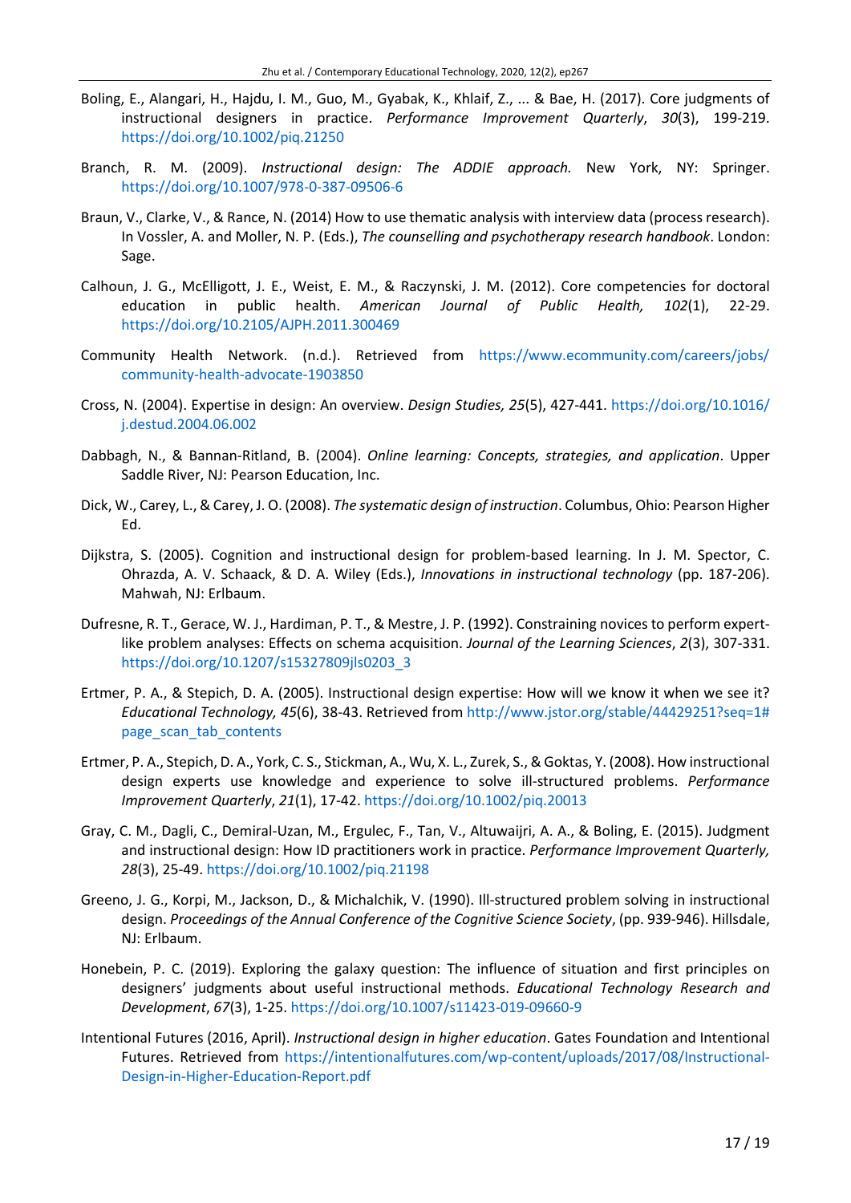Boling, E., Alangari, H., Hajdu, I. M., Guo, M., Gyabak, K., Khlaif, Z., ... & Bae, H. (2017). Core judgments of instructional designers in practice. *Performance Improvement Quarterly*, *30*(3), 199-219. https://doi.org/10.1002/piq.21250

Branch, R. M. (2009). *Instructional design: The ADDIE approach.* New York, NY: Springer. https://doi.org/10.1007/978-0-387-09506-6

Braun, V., Clarke, V., & Rance, N. (2014) How to use thematic analysis with interview data (process research). In Vossler, A. and Moller, N. P. (Eds.), *The counselling and psychotherapy research handbook*. London: Sage.

Calhoun, J. G., McElligott, J. E., Weist, E. M., & Raczynski, J. M. (2012). Core competencies for doctoral education in public health. *American Journal of Public Health, 102*(1), 22-29. https://doi.org/10.2105/AJPH.2011.300469

Community Health Network. (n.d.). Retrieved from https://www.ecommunity.com/careers/jobs/community-health-advocate-1903850

Cross, N. (2004). Expertise in design: An overview. *Design Studies, 25*(5), 427-441. https://doi.org/10.1016/j.destud.2004.06.002

Dabbagh, N., & Bannan-Ritland, B. (2004). *Online learning: Concepts, strategies, and application*. Upper Saddle River, NJ: Pearson Education, Inc.

Dick, W., Carey, L., & Carey, J. O. (2008). *The systematic design of instruction*. Columbus, Ohio: Pearson Higher Ed.

Dijkstra, S. (2005). Cognition and instructional design for problem-based learning. In J. M. Spector, C. Ohrazda, A. V. Schaack, & D. A. Wiley (Eds.), *Innovations in instructional technology* (pp. 187-206). Mahwah, NJ: Erlbaum.

Dufresne, R. T., Gerace, W. J., Hardiman, P. T., & Mestre, J. P. (1992). Constraining novices to perform expert-like problem analyses: Effects on schema acquisition. *Journal of the Learning Sciences*, *2*(3), 307-331. https://doi.org/10.1207/s15327809jls0203_3

Ertmer, P. A., & Stepich, D. A. (2005). Instructional design expertise: How will we know it when we see it? *Educational Technology, 45*(6), 38-43. Retrieved from http://www.jstor.org/stable/44429251?seq=1#page_scan_tab_contents

Ertmer, P. A., Stepich, D. A., York, C. S., Stickman, A., Wu, X. L., Zurek, S., & Goktas, Y. (2008). How instructional design experts use knowledge and experience to solve ill-structured problems. *Performance Improvement Quarterly*, *21*(1), 17-42. https://doi.org/10.1002/piq.20013

Gray, C. M., Dagli, C., Demiral-Uzan, M., Ergulec, F., Tan, V., Altuwaijri, A. A., & Boling, E. (2015). Judgment and instructional design: How ID practitioners work in practice. *Performance Improvement Quarterly, 28*(3), 25-49. https://doi.org/10.1002/piq.21198

Greeno, J. G., Korpi, M., Jackson, D., & Michalchik, V. (1990). Ill-structured problem solving in instructional design. *Proceedings of the Annual Conference of the Cognitive Science Society*, (pp. 939-946). Hillsdale, NJ: Erlbaum.

Honebein, P. C. (2019). Exploring the galaxy question: The influence of situation and first principles on designers' judgments about useful instructional methods. *Educational Technology Research and Development*, *67*(3), 1-25. https://doi.org/10.1007/s11423-019-09660-9

Intentional Futures (2016, April). *Instructional design in higher education*. Gates Foundation and Intentional Futures. Retrieved from https://intentionalfutures.com/wp-content/uploads/2017/08/Instructional-Design-in-Higher-Education-Report.pdf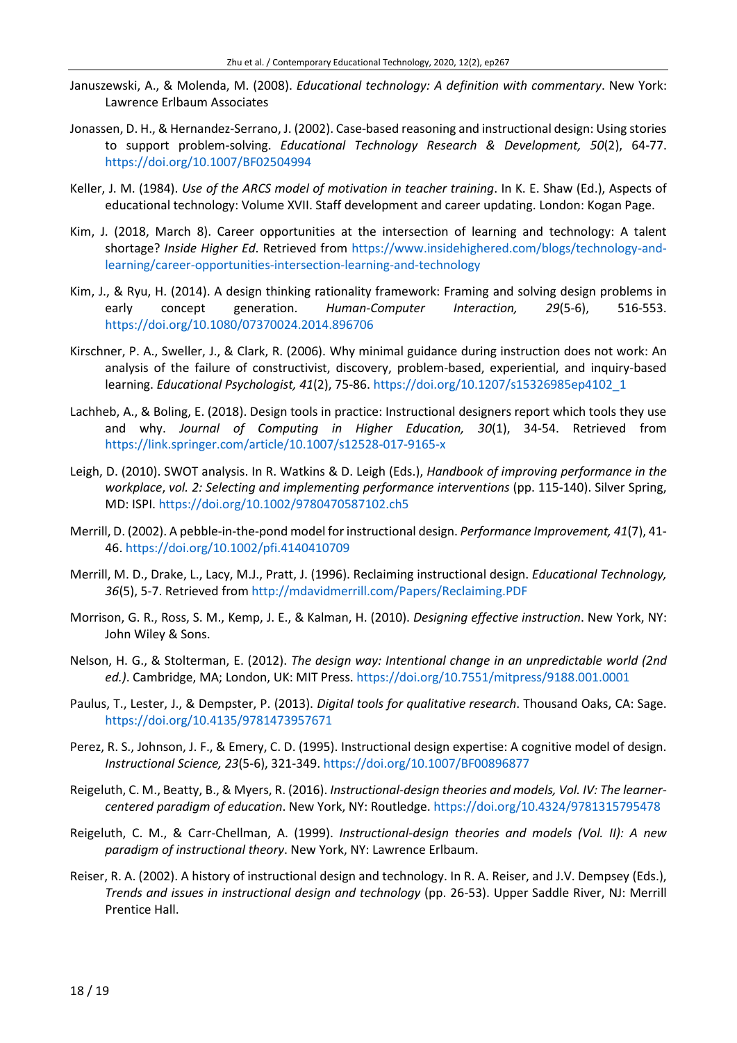Januszewski, A., & Molenda, M. (2008). *Educational technology: A definition with commentary*. New York: Lawrence Erlbaum Associates

Jonassen, D. H., & Hernandez-Serrano, J. (2002). Case-based reasoning and instructional design: Using stories to support problem-solving. *Educational Technology Research & Development, 50*(2), 64-77. https://doi.org/10.1007/BF02504994

Keller, J. M. (1984). *Use of the ARCS model of motivation in teacher training*. In K. E. Shaw (Ed.), Aspects of educational technology: Volume XVII. Staff development and career updating. London: Kogan Page.

Kim, J. (2018, March 8). Career opportunities at the intersection of learning and technology: A talent shortage? *Inside Higher Ed*. Retrieved from https://www.insidehighered.com/blogs/technology-and-learning/career-opportunities-intersection-learning-and-technology

Kim, J., & Ryu, H. (2014). A design thinking rationality framework: Framing and solving design problems in early concept generation. *Human-Computer Interaction, 29*(5-6), 516-553. https://doi.org/10.1080/07370024.2014.896706

Kirschner, P. A., Sweller, J., & Clark, R. (2006). Why minimal guidance during instruction does not work: An analysis of the failure of constructivist, discovery, problem-based, experiential, and inquiry-based learning. *Educational Psychologist, 41*(2), 75-86. https://doi.org/10.1207/s15326985ep4102_1

Lachheb, A., & Boling, E. (2018). Design tools in practice: Instructional designers report which tools they use and why. *Journal of Computing in Higher Education, 30*(1), 34-54. Retrieved from https://link.springer.com/article/10.1007/s12528-017-9165-x

Leigh, D. (2010). SWOT analysis. In R. Watkins & D. Leigh (Eds.), *Handbook of improving performance in the workplace*, *vol. 2: Selecting and implementing performance interventions* (pp. 115-140). Silver Spring, MD: ISPI. https://doi.org/10.1002/9780470587102.ch5

Merrill, D. (2002). A pebble-in-the-pond model for instructional design. *Performance Improvement, 41*(7), 41-46. https://doi.org/10.1002/pfi.4140410709

Merrill, M. D., Drake, L., Lacy, M.J., Pratt, J. (1996). Reclaiming instructional design. *Educational Technology, 36*(5), 5-7. Retrieved from http://mdavidmerrill.com/Papers/Reclaiming.PDF

Morrison, G. R., Ross, S. M., Kemp, J. E., & Kalman, H. (2010). *Designing effective instruction*. New York, NY: John Wiley & Sons.

Nelson, H. G., & Stolterman, E. (2012). *The design way: Intentional change in an unpredictable world (2nd ed.)*. Cambridge, MA; London, UK: MIT Press. https://doi.org/10.7551/mitpress/9188.001.0001

Paulus, T., Lester, J., & Dempster, P. (2013). *Digital tools for qualitative research*. Thousand Oaks, CA: Sage. https://doi.org/10.4135/9781473957671

Perez, R. S., Johnson, J. F., & Emery, C. D. (1995). Instructional design expertise: A cognitive model of design. *Instructional Science, 23*(5-6), 321-349. https://doi.org/10.1007/BF00896877

Reigeluth, C. M., Beatty, B., & Myers, R. (2016). *Instructional-design theories and models, Vol. IV: The learner-centered paradigm of education*. New York, NY: Routledge. https://doi.org/10.4324/9781315795478

Reigeluth, C. M., & Carr-Chellman, A. (1999). *Instructional-design theories and models (Vol. II): A new paradigm of instructional theory*. New York, NY: Lawrence Erlbaum.

Reiser, R. A. (2002). A history of instructional design and technology. In R. A. Reiser, and J.V. Dempsey (Eds.), *Trends and issues in instructional design and technology* (pp. 26-53). Upper Saddle River, NJ: Merrill Prentice Hall.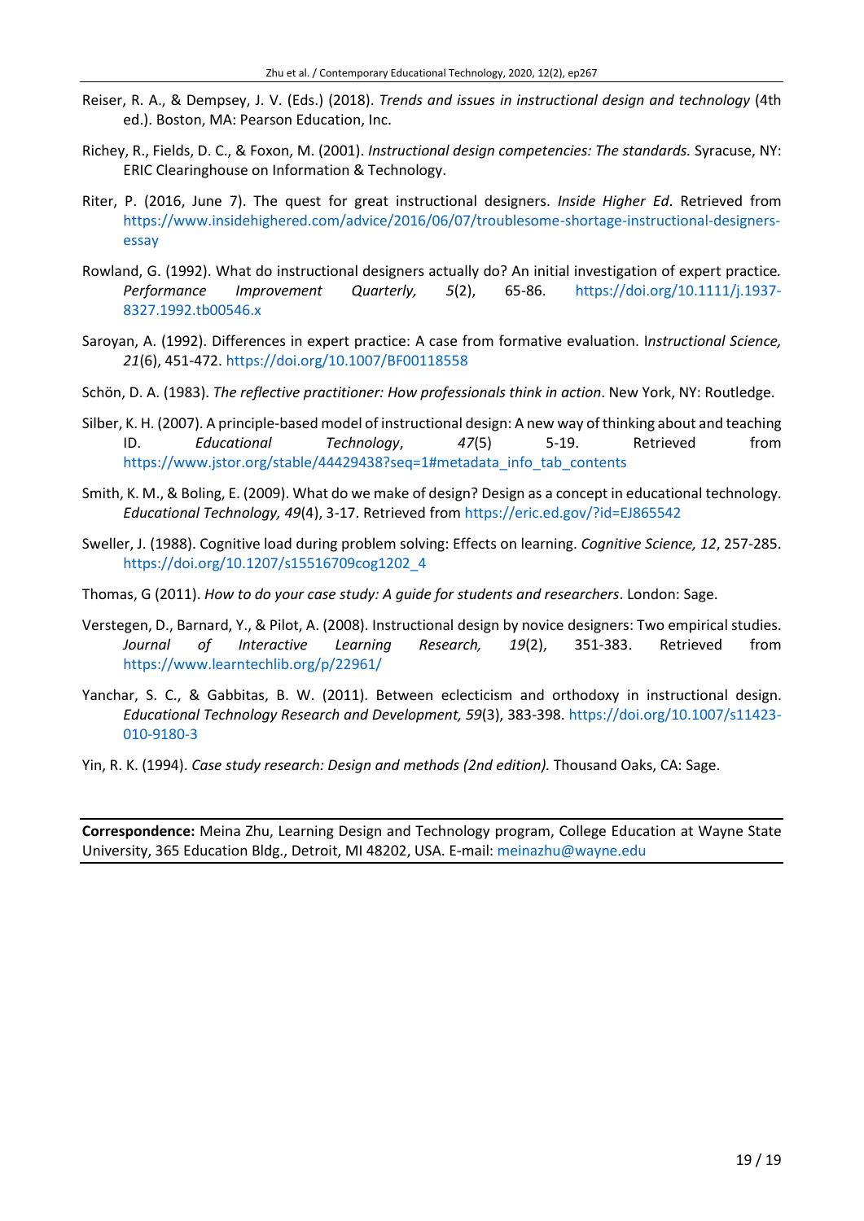Reiser, R. A., & Dempsey, J. V. (Eds.) (2018). *Trends and issues in instructional design and technology* (4th ed.). Boston, MA: Pearson Education, Inc.

Richey, R., Fields, D. C., & Foxon, M. (2001). *Instructional design competencies: The standards.* Syracuse, NY: ERIC Clearinghouse on Information & Technology.

Riter, P. (2016, June 7). The quest for great instructional designers. *Inside Higher Ed*. Retrieved from https://www.insidehighered.com/advice/2016/06/07/troublesome-shortage-instructional-designers-essay

Rowland, G. (1992). What do instructional designers actually do? An initial investigation of expert practice. *Performance Improvement Quarterly, 5*(2), 65-86. https://doi.org/10.1111/j.1937-8327.1992.tb00546.x

Saroyan, A. (1992). Differences in expert practice: A case from formative evaluation. I*nstructional Science, 21*(6), 451-472. https://doi.org/10.1007/BF00118558

Schön, D. A. (1983). *The reflective practitioner: How professionals think in action*. New York, NY: Routledge.

Silber, K. H. (2007). A principle-based model of instructional design: A new way of thinking about and teaching ID. *Educational Technology*, *47*(5) 5-19. Retrieved from https://www.jstor.org/stable/44429438?seq=1#metadata_info_tab_contents

Smith, K. M., & Boling, E. (2009). What do we make of design? Design as a concept in educational technology. *Educational Technology, 49*(4), 3-17. Retrieved from https://eric.ed.gov/?id=EJ865542

Sweller, J. (1988). Cognitive load during problem solving: Effects on learning. *Cognitive Science, 12*, 257-285. https://doi.org/10.1207/s15516709cog1202_4

Thomas, G (2011). *How to do your case study: A guide for students and researchers*. London: Sage.

Verstegen, D., Barnard, Y., & Pilot, A. (2008). Instructional design by novice designers: Two empirical studies. *Journal of Interactive Learning Research, 19*(2), 351-383. Retrieved from https://www.learntechlib.org/p/22961/

Yanchar, S. C., & Gabbitas, B. W. (2011). Between eclecticism and orthodoxy in instructional design. *Educational Technology Research and Development, 59*(3), 383-398. https://doi.org/10.1007/s11423-010-9180-3

Yin, R. K. (1994). *Case study research: Design and methods (2nd edition).* Thousand Oaks, CA: Sage.

---

**Correspondence:** Meina Zhu, Learning Design and Technology program, College Education at Wayne State University, 365 Education Bldg., Detroit, MI 48202, USA. E-mail: meinazhu@wayne.edu